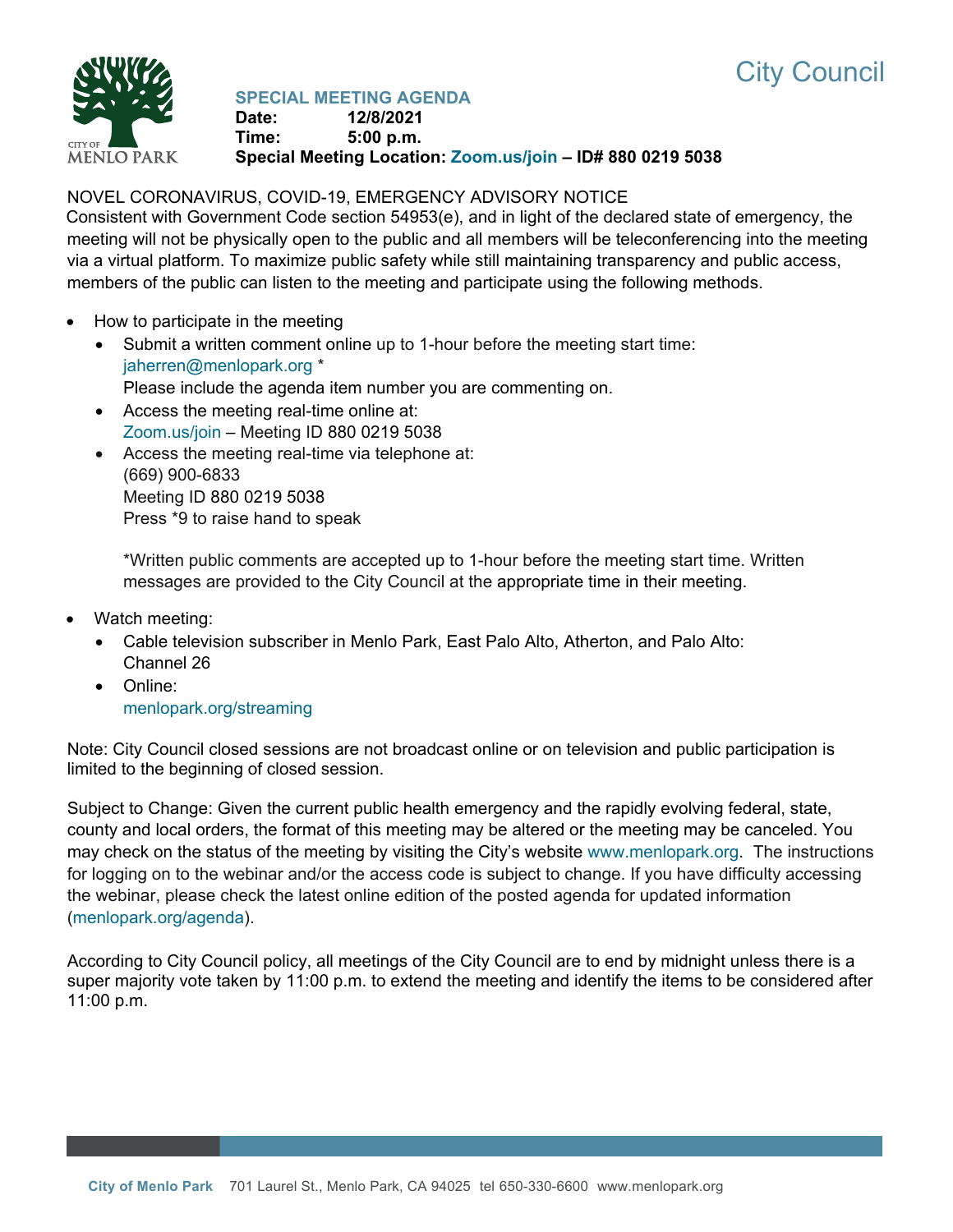# City Council

## SPECIAL MEETING AGENDA

**Date:** 12/8/2021
**Time:** 5:00 p.m.
**Special Meeting Location: Zoom.us/join – ID# 880 0219 5038**

NOVEL CORONAVIRUS, COVID-19, EMERGENCY ADVISORY NOTICE

Consistent with Government Code section 54953(e), and in light of the declared state of emergency, the meeting will not be physically open to the public and all members will be teleconferencing into the meeting via a virtual platform. To maximize public safety while still maintaining transparency and public access, members of the public can listen to the meeting and participate using the following methods.

- How to participate in the meeting
  - Submit a written comment online up to 1-hour before the meeting start time: jaherren@menlopark.org *
    Please include the agenda item number you are commenting on.
  - Access the meeting real-time online at:
    Zoom.us/join – Meeting ID 880 0219 5038
  - Access the meeting real-time via telephone at:
    (669) 900-6833
    Meeting ID 880 0219 5038
    Press *9 to raise hand to speak

    *Written public comments are accepted up to 1-hour before the meeting start time. Written messages are provided to the City Council at the appropriate time in their meeting.

- Watch meeting:
  - Cable television subscriber in Menlo Park, East Palo Alto, Atherton, and Palo Alto: Channel 26
  - Online:
    menlopark.org/streaming

Note: City Council closed sessions are not broadcast online or on television and public participation is limited to the beginning of closed session.

Subject to Change: Given the current public health emergency and the rapidly evolving federal, state, county and local orders, the format of this meeting may be altered or the meeting may be canceled. You may check on the status of the meeting by visiting the City's website www.menlopark.org. The instructions for logging on to the webinar and/or the access code is subject to change. If you have difficulty accessing the webinar, please check the latest online edition of the posted agenda for updated information (menlopark.org/agenda).

According to City Council policy, all meetings of the City Council are to end by midnight unless there is a super majority vote taken by 11:00 p.m. to extend the meeting and identify the items to be considered after 11:00 p.m.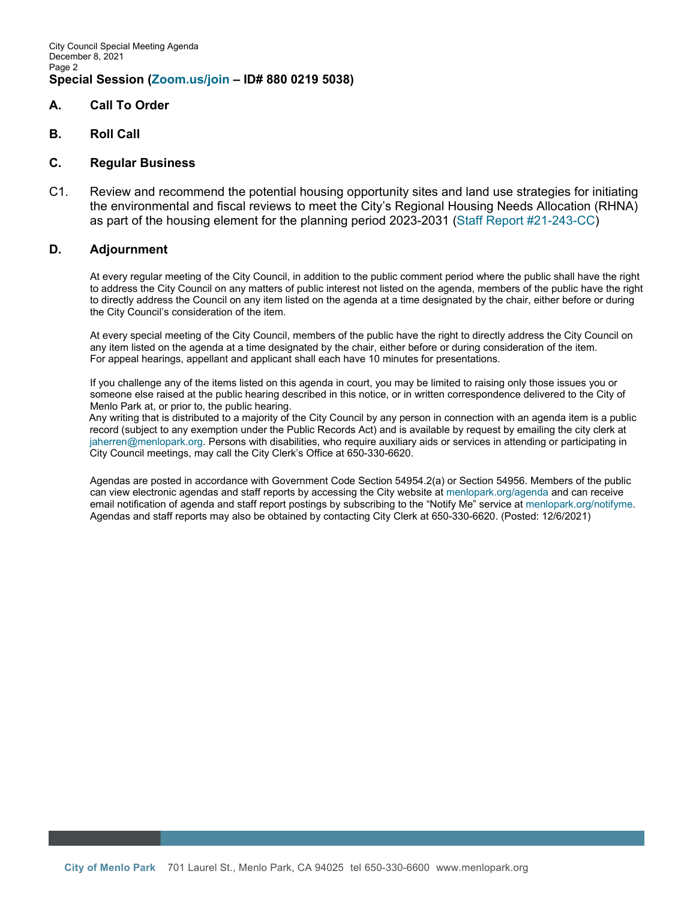## Special Session (Zoom.us/join – ID# 880 0219 5038)

### A. Call To Order

### B. Roll Call

### C. Regular Business

C1. Review and recommend the potential housing opportunity sites and land use strategies for initiating the environmental and fiscal reviews to meet the City's Regional Housing Needs Allocation (RHNA) as part of the housing element for the planning period 2023-2031 (Staff Report #21-243-CC)

### D. Adjournment

At every regular meeting of the City Council, in addition to the public comment period where the public shall have the right to address the City Council on any matters of public interest not listed on the agenda, members of the public have the right to directly address the Council on any item listed on the agenda at a time designated by the chair, either before or during the City Council's consideration of the item.

At every special meeting of the City Council, members of the public have the right to directly address the City Council on any item listed on the agenda at a time designated by the chair, either before or during consideration of the item. For appeal hearings, appellant and applicant shall each have 10 minutes for presentations.

If you challenge any of the items listed on this agenda in court, you may be limited to raising only those issues you or someone else raised at the public hearing described in this notice, or in written correspondence delivered to the City of Menlo Park at, or prior to, the public hearing.
Any writing that is distributed to a majority of the City Council by any person in connection with an agenda item is a public record (subject to any exemption under the Public Records Act) and is available by request by emailing the city clerk at jaherren@menlopark.org. Persons with disabilities, who require auxiliary aids or services in attending or participating in City Council meetings, may call the City Clerk's Office at 650-330-6620.

Agendas are posted in accordance with Government Code Section 54954.2(a) or Section 54956. Members of the public can view electronic agendas and staff reports by accessing the City website at menlopark.org/agenda and can receive email notification of agenda and staff report postings by subscribing to the "Notify Me" service at menlopark.org/notifyme. Agendas and staff reports may also be obtained by contacting City Clerk at 650-330-6620. (Posted: 12/6/2021)